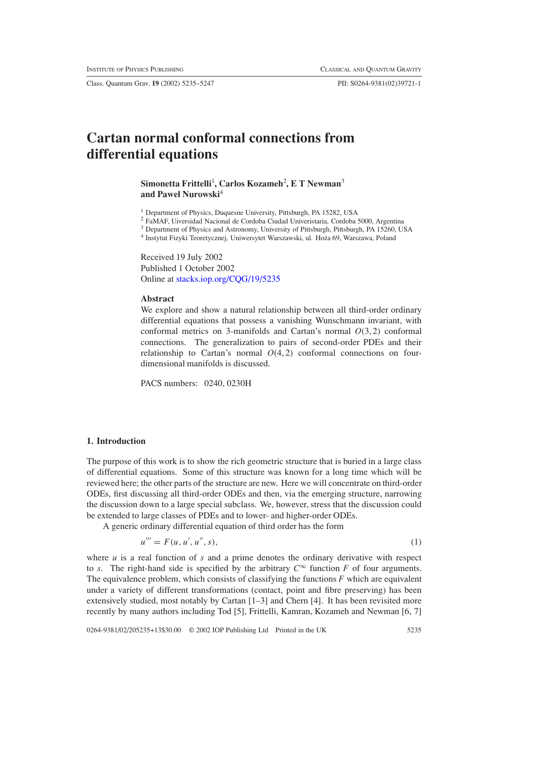# Cartan normal conformal connections from differential equations

**Simonetta Frittelli**[1], **Carlos Kozameh**[2], **E T Newman**[3] **and Pawel Nurowski**[4]

[1] Department of Physics, Duquesne University, Pittsburgh, PA 15282, USA

[2] FaMAF, Uiversidad Nacional de Cordoba Ciudad Univeristaria, Cordoba 5000, Argentina

[3] Department of Physics and Astronomy, University of Pittsburgh, Pittsburgh, PA 15260, USA

[4] Instytut Fizyki Teoretycznej, Uniwersytet Warszawski, ul. Hoża 69, Warszawa, Poland

Received 19 July 2002
Published 1 October 2002
Online at stacks.iop.org/CQG/19/5235

### Abstract

We explore and show a natural relationship between all third-order ordinary differential equations that possess a vanishing Wunschmann invariant, with conformal metrics on 3-manifolds and Cartan's normal $O(3,2)$ conformal connections. The generalization to pairs of second-order PDEs and their relationship to Cartan's normal $O(4,2)$ conformal connections on four-dimensional manifolds is discussed.

PACS numbers: 0240, 0230H

## 1. Introduction

The purpose of this work is to show the rich geometric structure that is buried in a large class of differential equations. Some of this structure was known for a long time which will be reviewed here; the other parts of the structure are new. Here we will concentrate on third-order ODEs, first discussing all third-order ODEs and then, via the emerging structure, narrowing the discussion down to a large special subclass. We, however, stress that the discussion could be extended to large classes of PDEs and to lower- and higher-order ODEs.

A generic ordinary differential equation of third order has the form

$$u''' = F(u, u', u'', s), \tag{1}$$

where $u$ is a real function of $s$ and a prime denotes the ordinary derivative with respect to $s$. The right-hand side is specified by the arbitrary $C^{\infty}$ function $F$ of four arguments. The equivalence problem, which consists of classifying the functions $F$ which are equivalent under a variety of different transformations (contact, point and fibre preserving) has been extensively studied, most notably by Cartan [1–3] and Chern [4]. It has been revisited more recently by many authors including Tod [5], Frittelli, Kamran, Kozameh and Newman [6, 7]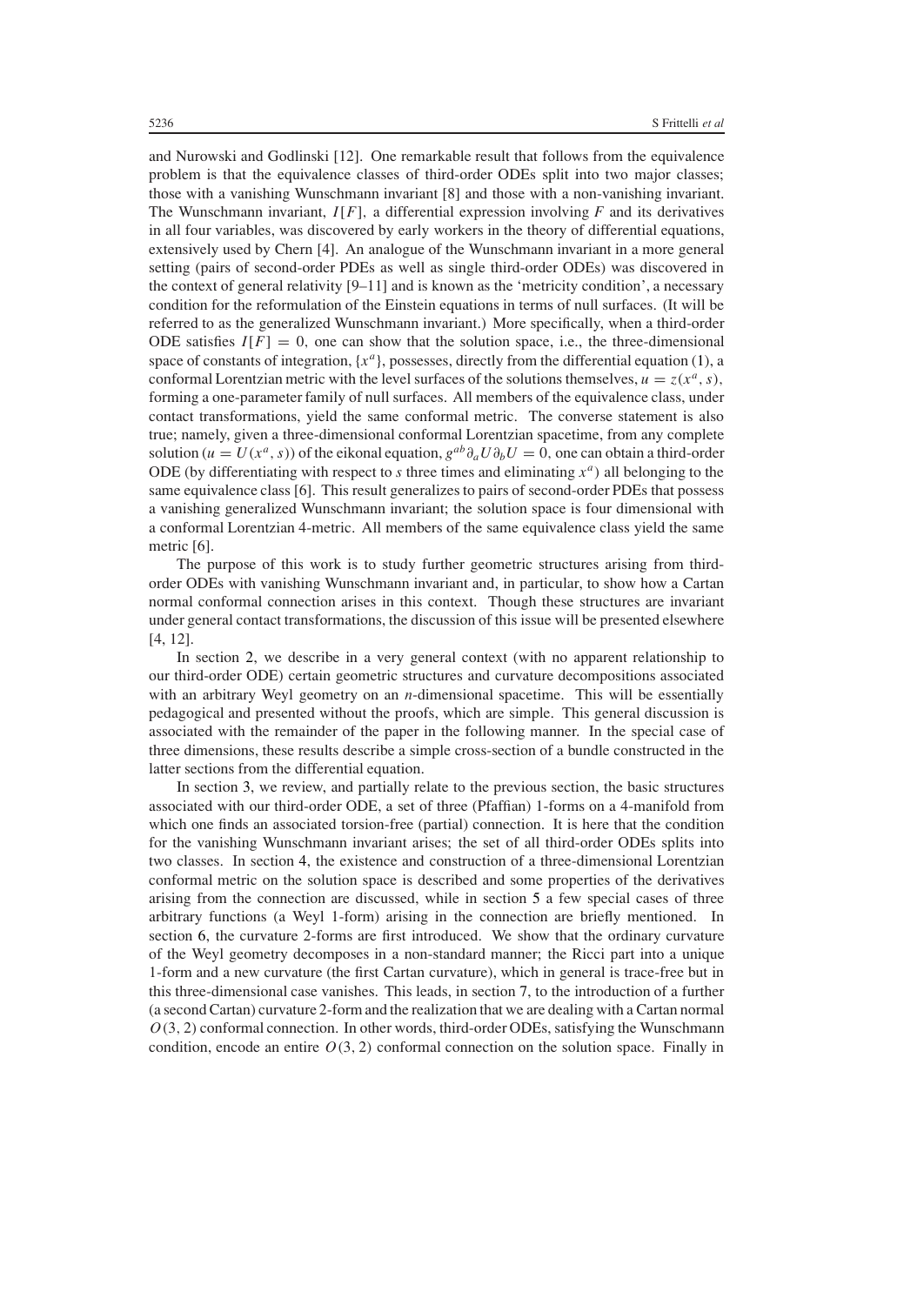and Nurowski and Godlinski [12]. One remarkable result that follows from the equivalence problem is that the equivalence classes of third-order ODEs split into two major classes; those with a vanishing Wunschmann invariant [8] and those with a non-vanishing invariant. The Wunschmann invariant, $I[F]$, a differential expression involving $F$ and its derivatives in all four variables, was discovered by early workers in the theory of differential equations, extensively used by Chern [4]. An analogue of the Wunschmann invariant in a more general setting (pairs of second-order PDEs as well as single third-order ODEs) was discovered in the context of general relativity [9–11] and is known as the 'metricity condition', a necessary condition for the reformulation of the Einstein equations in terms of null surfaces. (It will be referred to as the generalized Wunschmann invariant.) More specifically, when a third-order ODE satisfies $I[F] = 0$, one can show that the solution space, i.e., the three-dimensional space of constants of integration, $\{x^a\}$, possesses, directly from the differential equation (1), a conformal Lorentzian metric with the level surfaces of the solutions themselves, $u = z(x^a, s)$, forming a one-parameter family of null surfaces. All members of the equivalence class, under contact transformations, yield the same conformal metric. The converse statement is also true; namely, given a three-dimensional conformal Lorentzian spacetime, from any complete solution ($u = U(x^a, s)$) of the eikonal equation, $g^{ab}\partial_a U \partial_b U = 0$, one can obtain a third-order ODE (by differentiating with respect to $s$ three times and eliminating $x^a$) all belonging to the same equivalence class [6]. This result generalizes to pairs of second-order PDEs that possess a vanishing generalized Wunschmann invariant; the solution space is four dimensional with a conformal Lorentzian 4-metric. All members of the same equivalence class yield the same metric [6].

The purpose of this work is to study further geometric structures arising from third-order ODEs with vanishing Wunschmann invariant and, in particular, to show how a Cartan normal conformal connection arises in this context. Though these structures are invariant under general contact transformations, the discussion of this issue will be presented elsewhere [4, 12].

In section 2, we describe in a very general context (with no apparent relationship to our third-order ODE) certain geometric structures and curvature decompositions associated with an arbitrary Weyl geometry on an $n$-dimensional spacetime. This will be essentially pedagogical and presented without the proofs, which are simple. This general discussion is associated with the remainder of the paper in the following manner. In the special case of three dimensions, these results describe a simple cross-section of a bundle constructed in the latter sections from the differential equation.

In section 3, we review, and partially relate to the previous section, the basic structures associated with our third-order ODE, a set of three (Pfaffian) 1-forms on a 4-manifold from which one finds an associated torsion-free (partial) connection. It is here that the condition for the vanishing Wunschmann invariant arises; the set of all third-order ODEs splits into two classes. In section 4, the existence and construction of a three-dimensional Lorentzian conformal metric on the solution space is described and some properties of the derivatives arising from the connection are discussed, while in section 5 a few special cases of three arbitrary functions (a Weyl 1-form) arising in the connection are briefly mentioned. In section 6, the curvature 2-forms are first introduced. We show that the ordinary curvature of the Weyl geometry decomposes in a non-standard manner; the Ricci part into a unique 1-form and a new curvature (the first Cartan curvature), which in general is trace-free but in this three-dimensional case vanishes. This leads, in section 7, to the introduction of a further (a second Cartan) curvature 2-form and the realization that we are dealing with a Cartan normal $O(3, 2)$ conformal connection. In other words, third-order ODEs, satisfying the Wunschmann condition, encode an entire $O(3, 2)$ conformal connection on the solution space. Finally in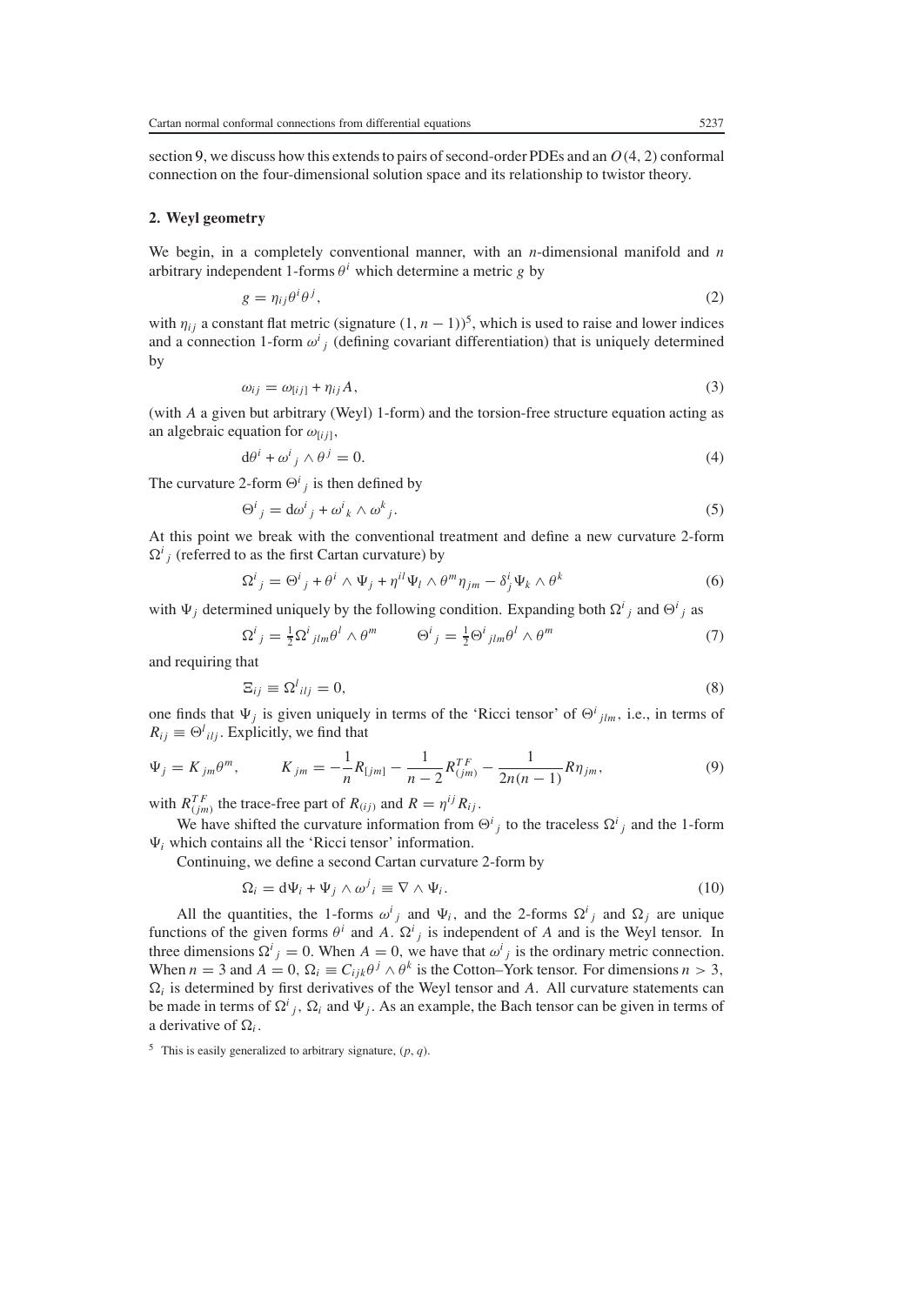section 9, we discuss how this extends to pairs of second-order PDEs and an $O(4, 2)$ conformal connection on the four-dimensional solution space and its relationship to twistor theory.

## 2. Weyl geometry

We begin, in a completely conventional manner, with an $n$-dimensional manifold and $n$ arbitrary independent 1-forms $\theta^i$ which determine a metric $g$ by

$$g = \eta_{ij}\theta^i\theta^j, \tag{2}$$

with $\eta_{ij}$ a constant flat metric (signature $(1, n-1)$)[5], which is used to raise and lower indices and a connection 1-form $\omega^i{}_j$ (defining covariant differentiation) that is uniquely determined by

$$\omega_{ij} = \omega_{[ij]} + \eta_{ij}A, \tag{3}$$

(with $A$ a given but arbitrary (Weyl) 1-form) and the torsion-free structure equation acting as an algebraic equation for $\omega_{[ij]}$,

$$\mathrm{d}\theta^i + \omega^i{}_j \wedge \theta^j = 0. \tag{4}$$

The curvature 2-form $\Theta^i{}_j$ is then defined by

$$\Theta^i{}_j = \mathrm{d}\omega^i{}_j + \omega^i{}_k \wedge \omega^k{}_j. \tag{5}$$

At this point we break with the conventional treatment and define a new curvature 2-form $\Omega^i{}_j$ (referred to as the first Cartan curvature) by

$$\Omega^i{}_j = \Theta^i{}_j + \theta^i \wedge \Psi_j + \eta^{il}\Psi_l \wedge \theta^m\eta_{jm} - \delta^i_j\Psi_k \wedge \theta^k \tag{6}$$

with $\Psi_j$ determined uniquely by the following condition. Expanding both $\Omega^i{}_j$ and $\Theta^i{}_j$ as

$$\Omega^i{}_j = \tfrac{1}{2}\Omega^i{}_{jlm}\theta^l \wedge \theta^m \qquad \Theta^i{}_j = \tfrac{1}{2}\Theta^i{}_{jlm}\theta^l \wedge \theta^m \tag{7}$$

and requiring that

$$\Xi_{ij} \equiv \Omega^l{}_{ilj} = 0, \tag{8}$$

one finds that $\Psi_j$ is given uniquely in terms of the 'Ricci tensor' of $\Theta^i{}_{jlm}$, i.e., in terms of $R_{ij} \equiv \Theta^l{}_{ilj}$. Explicitly, we find that

$$\Psi_j = K_{jm}\theta^m, \qquad K_{jm} = -\frac{1}{n}R_{[jm]} - \frac{1}{n-2}R^{TF}_{(jm)} - \frac{1}{2n(n-1)}R\eta_{jm}, \tag{9}$$

with $R^{TF}_{(jm)}$ the trace-free part of $R_{(ij)}$ and $R = \eta^{ij}R_{ij}$.

We have shifted the curvature information from $\Theta^i{}_j$ to the traceless $\Omega^i{}_j$ and the 1-form $\Psi_i$ which contains all the 'Ricci tensor' information.

Continuing, we define a second Cartan curvature 2-form by

$$\Omega_i = \mathrm{d}\Psi_i + \Psi_j \wedge \omega^j{}_i \equiv \nabla \wedge \Psi_i. \tag{10}$$

All the quantities, the 1-forms $\omega^i{}_j$ and $\Psi_i$, and the 2-forms $\Omega^i{}_j$ and $\Omega_j$ are unique functions of the given forms $\theta^i$ and $A$. $\Omega^i{}_j$ is independent of $A$ and is the Weyl tensor. In three dimensions $\Omega^i{}_j = 0$. When $A = 0$, we have that $\omega^i{}_j$ is the ordinary metric connection. When $n = 3$ and $A = 0$, $\Omega_i \equiv C_{ijk}\theta^j \wedge \theta^k$ is the Cotton–York tensor. For dimensions $n > 3$, $\Omega_i$ is determined by first derivatives of the Weyl tensor and $A$. All curvature statements can be made in terms of $\Omega^i{}_j$, $\Omega_i$ and $\Psi_j$. As an example, the Bach tensor can be given in terms of a derivative of $\Omega_i$.

[5] This is easily generalized to arbitrary signature, $(p, q)$.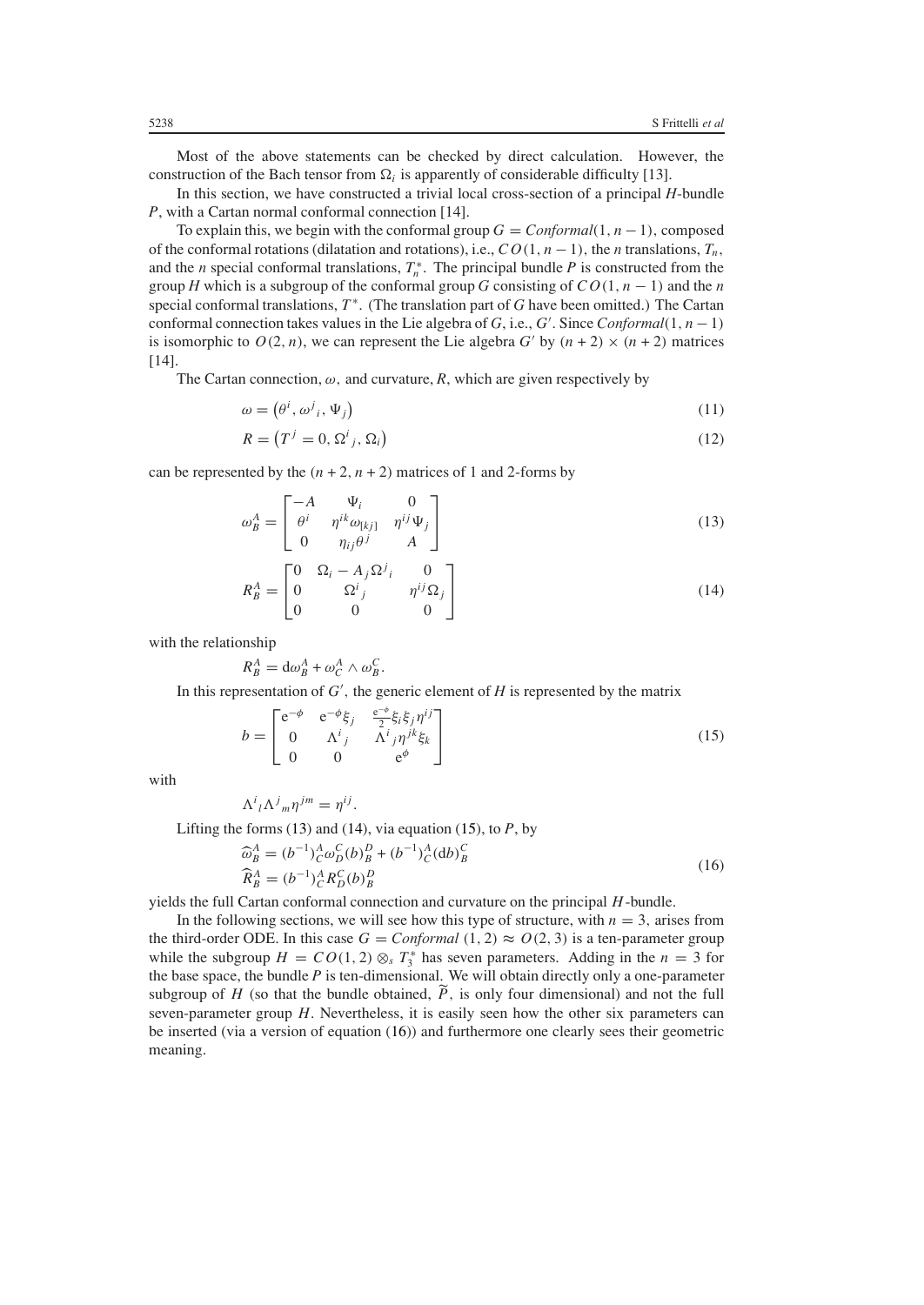Most of the above statements can be checked by direct calculation. However, the construction of the Bach tensor from $\Omega_i$ is apparently of considerable difficulty [13].

In this section, we have constructed a trivial local cross-section of a principal $H$-bundle $P$, with a Cartan normal conformal connection [14].

To explain this, we begin with the conformal group $G = Conformal(1, n-1)$, composed of the conformal rotations (dilatation and rotations), i.e., $CO(1, n-1)$, the $n$ translations, $T_n$, and the $n$ special conformal translations, $T_n^*$. The principal bundle $P$ is constructed from the group $H$ which is a subgroup of the conformal group $G$ consisting of $CO(1, n-1)$ and the $n$ special conformal translations, $T^*$. (The translation part of $G$ have been omitted.) The Cartan conformal connection takes values in the Lie algebra of $G$, i.e., $G'$. Since $Conformal(1, n-1)$ is isomorphic to $O(2, n)$, we can represent the Lie algebra $G'$ by $(n+2) \times (n+2)$ matrices [14].

The Cartan connection, $\omega$, and curvature, $R$, which are given respectively by

$$\omega = \left(\theta^i, \omega^j{}_i, \Psi_j\right) \tag{11}$$

$$R = \left(T^j = 0, \Omega^i{}_j, \Omega_i\right) \tag{12}$$

can be represented by the $(n+2, n+2)$ matrices of 1 and 2-forms by

$$\omega^A_B = \begin{bmatrix} -A & \Psi_i & 0 \\ \theta^i & \eta^{ik}\omega_{[kj]} & \eta^{ij}\Psi_j \\ 0 & \eta_{ij}\theta^j & A \end{bmatrix} \tag{13}$$

$$R^A_B = \begin{bmatrix} 0 & \Omega_i - A_j\Omega^j{}_i & 0 \\ 0 & \Omega^i{}_j & \eta^{ij}\Omega_j \\ 0 & 0 & 0 \end{bmatrix} \tag{14}$$

with the relationship

$$R^A_B = \mathrm{d}\omega^A_B + \omega^A_C \wedge \omega^C_B.$$

In this representation of $G'$, the generic element of $H$ is represented by the matrix

$$b = \begin{bmatrix} \mathrm{e}^{-\phi} & \mathrm{e}^{-\phi}\xi_j & \frac{\mathrm{e}^{-\phi}}{2}\xi_i\xi_j\eta^{ij} \\ 0 & \Lambda^i{}_j & \Lambda^i{}_j\eta^{jk}\xi_k \\ 0 & 0 & \mathrm{e}^{\phi} \end{bmatrix} \tag{15}$$

with

$$\Lambda^i{}_l\Lambda^j{}_m\eta^{jm} = \eta^{ij}.$$

Lifting the forms (13) and (14), via equation (15), to $P$, by

$$\begin{aligned} \widehat{\omega}^A_B &= (b^{-1})^A_C\omega^C_D(b)^D_B + (b^{-1})^A_C(\mathrm{d}b)^C_B \\ \widehat{R}^A_B &= (b^{-1})^A_C R^C_D(b)^D_B \end{aligned} \tag{16}$$

yields the full Cartan conformal connection and curvature on the principal $H$-bundle.

In the following sections, we will see how this type of structure, with $n = 3$, arises from the third-order ODE. In this case $G = Conformal\ (1, 2) \approx O(2, 3)$ is a ten-parameter group while the subgroup $H = CO(1, 2) \otimes_s T_3^*$ has seven parameters. Adding in the $n = 3$ for the base space, the bundle $P$ is ten-dimensional. We will obtain directly only a one-parameter subgroup of $H$ (so that the bundle obtained, $\widetilde{P}$, is only four dimensional) and not the full seven-parameter group $H$. Nevertheless, it is easily seen how the other six parameters can be inserted (via a version of equation (16)) and furthermore one clearly sees their geometric meaning.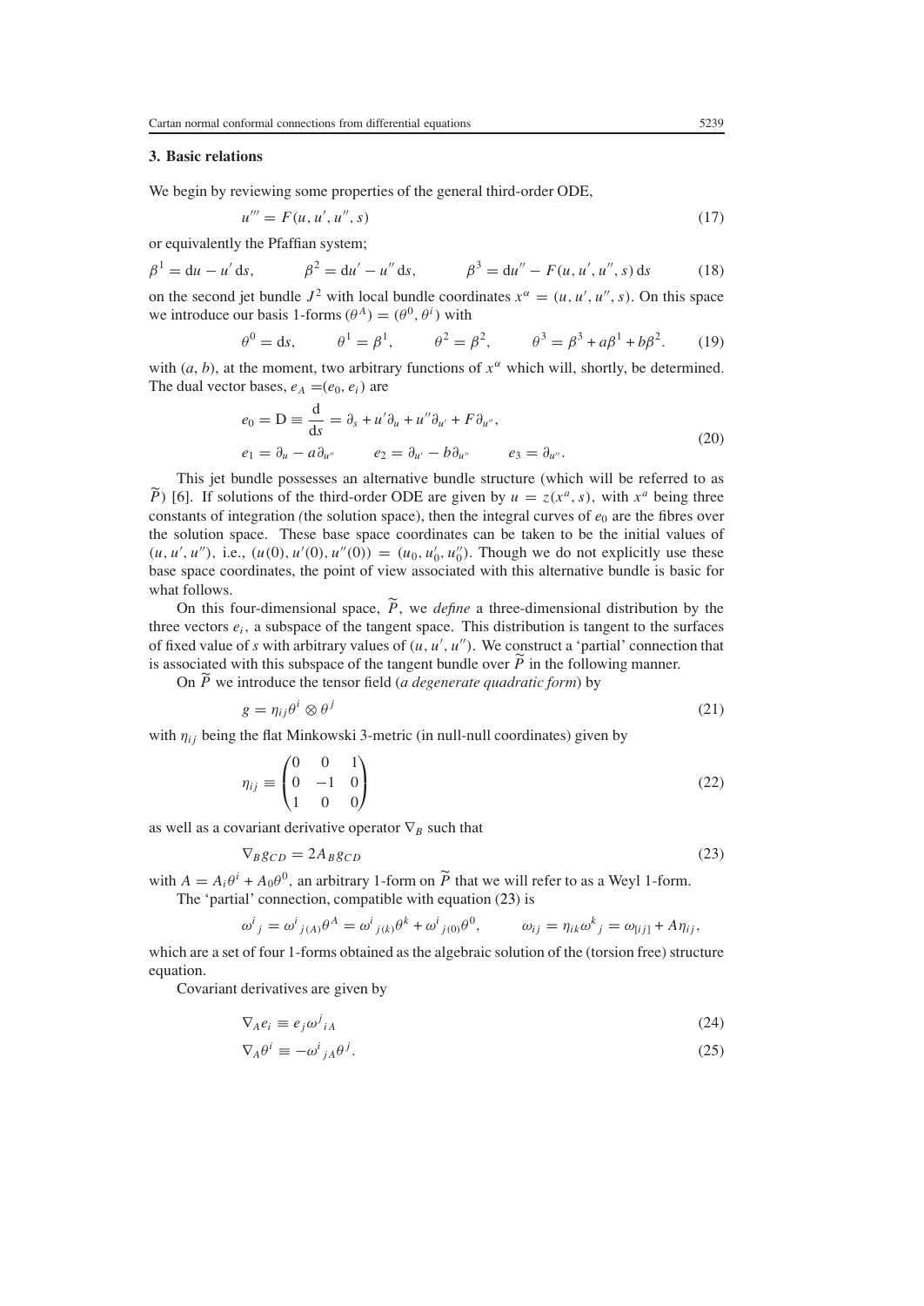## 3. Basic relations

We begin by reviewing some properties of the general third-order ODE,

$$u''' = F(u, u', u'', s) \tag{17}$$

or equivalently the Pfaffian system;

$$\beta^1 = \mathrm{d}u - u'\,\mathrm{d}s, \qquad \beta^2 = \mathrm{d}u' - u''\,\mathrm{d}s, \qquad \beta^3 = \mathrm{d}u'' - F(u, u', u'', s)\,\mathrm{d}s \tag{18}$$

on the second jet bundle $J^2$ with local bundle coordinates $x^\alpha = (u, u', u'', s)$. On this space we introduce our basis 1-forms $(\theta^A) = (\theta^0, \theta^i)$ with

$$\theta^0 = \mathrm{d}s, \qquad \theta^1 = \beta^1, \qquad \theta^2 = \beta^2, \qquad \theta^3 = \beta^3 + a\beta^1 + b\beta^2. \tag{19}$$

with $(a, b)$, at the moment, two arbitrary functions of $x^\alpha$ which will, shortly, be determined. The dual vector bases, $e_A = (e_0, e_i)$ are

$$\begin{aligned} e_0 &= \mathrm{D} \equiv \frac{\mathrm{d}}{\mathrm{d}s} = \partial_s + u'\partial_u + u''\partial_{u'} + F\partial_{u''}, \\ e_1 &= \partial_u - a\partial_{u''} \qquad e_2 = \partial_{u'} - b\partial_{u''} \qquad e_3 = \partial_{u''}. \end{aligned} \tag{20}$$

This jet bundle possesses an alternative bundle structure (which will be referred to as $\widetilde{P}$) [6]. If solutions of the third-order ODE are given by $u = z(x^a, s)$, with $x^a$ being three constants of integration (the solution space), then the integral curves of $e_0$ are the fibres over the solution space. These base space coordinates can be taken to be the initial values of $(u, u', u'')$, i.e., $(u(0), u'(0), u''(0)) = (u_0, u_0', u_0'')$. Though we do not explicitly use these base space coordinates, the point of view associated with this alternative bundle is basic for what follows.

On this four-dimensional space, $\widetilde{P}$, we *define* a three-dimensional distribution by the three vectors $e_i$, a subspace of the tangent space. This distribution is tangent to the surfaces of fixed value of $s$ with arbitrary values of $(u, u', u'')$. We construct a 'partial' connection that is associated with this subspace of the tangent bundle over $\widetilde{P}$ in the following manner.

On $\widetilde{P}$ we introduce the tensor field (*a degenerate quadratic form*) by

$$g = \eta_{ij}\theta^i \otimes \theta^j \tag{21}$$

with $\eta_{ij}$ being the flat Minkowski 3-metric (in null-null coordinates) given by

$$\eta_{ij} \equiv \begin{pmatrix} 0 & 0 & 1 \\ 0 & -1 & 0 \\ 1 & 0 & 0 \end{pmatrix} \tag{22}$$

as well as a covariant derivative operator $\nabla_B$ such that

$$\nabla_B g_{CD} = 2A_B g_{CD} \tag{23}$$

with $A = A_i\theta^i + A_0\theta^0$, an arbitrary 1-form on $\widetilde{P}$ that we will refer to as a Weyl 1-form.

The 'partial' connection, compatible with equation (23) is

$$\omega^i{}_j = \omega^i{}_{j(A)}\theta^A = \omega^i{}_{j(k)}\theta^k + \omega^i{}_{j(0)}\theta^0, \qquad \omega_{ij} = \eta_{ik}\omega^k{}_j = \omega_{[ij]} + A\eta_{ij},$$

which are a set of four 1-forms obtained as the algebraic solution of the (torsion free) structure equation.

Covariant derivatives are given by

$$\nabla_A e_i \equiv e_j\omega^j{}_{iA} \tag{24}$$

$$\nabla_A \theta^i \equiv -\omega^i{}_{jA}\theta^j. \tag{25}$$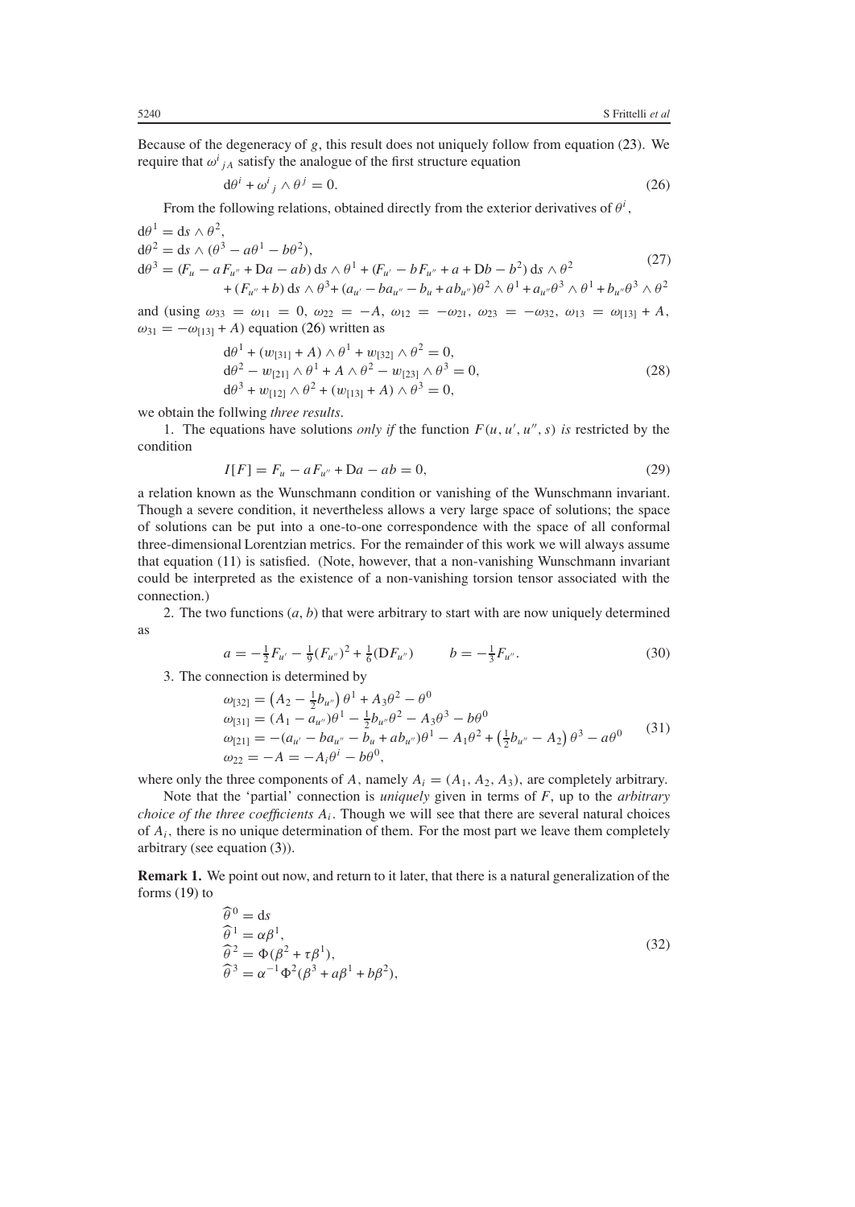Because of the degeneracy of $g$, this result does not uniquely follow from equation (23). We require that ${\omega^i}_{jA}$ satisfy the analogue of the first structure equation

$$\mathrm{d}\theta^i + {\omega^i}_j \wedge \theta^j = 0. \tag{26}$$

From the following relations, obtained directly from the exterior derivatives of $\theta^i$,

$$\begin{aligned}
\mathrm{d}\theta^1 &= \mathrm{d}s \wedge \theta^2, \\
\mathrm{d}\theta^2 &= \mathrm{d}s \wedge (\theta^3 - a\theta^1 - b\theta^2), \\
\mathrm{d}\theta^3 &= (F_u - aF_{u''} + \mathrm{D}a - ab)\,\mathrm{d}s \wedge \theta^1 + (F_{u'} - bF_{u''} + a + \mathrm{D}b - b^2)\,\mathrm{d}s \wedge \theta^2 \\
&\quad + (F_{u''} + b)\,\mathrm{d}s \wedge \theta^3 + (a_{u'} - ba_{u''} - b_u + ab_{u''})\theta^2 \wedge \theta^1 + a_{u''}\theta^3 \wedge \theta^1 + b_{u''}\theta^3 \wedge \theta^2
\end{aligned} \tag{27}$$

and (using $\omega_{33} = \omega_{11} = 0$, $\omega_{22} = -A$, $\omega_{12} = -\omega_{21}$, $\omega_{23} = -\omega_{32}$, $\omega_{13} = \omega_{[13]} + A$, $\omega_{31} = -\omega_{[13]} + A$) equation (26) written as

$$\begin{aligned}
&\mathrm{d}\theta^1 + (w_{[31]} + A) \wedge \theta^1 + w_{[32]} \wedge \theta^2 = 0, \\
&\mathrm{d}\theta^2 - w_{[21]} \wedge \theta^1 + A \wedge \theta^2 - w_{[23]} \wedge \theta^3 = 0, \\
&\mathrm{d}\theta^3 + w_{[12]} \wedge \theta^2 + (w_{[13]} + A) \wedge \theta^3 = 0,
\end{aligned} \tag{28}$$

we obtain the follwing *three results*.

1. The equations have solutions *only if* the function $F(u, u', u'', s)$ *is* restricted by the condition

$$I[F] = F_u - aF_{u''} + \mathrm{D}a - ab = 0, \tag{29}$$

a relation known as the Wunschmann condition or vanishing of the Wunschmann invariant. Though a severe condition, it nevertheless allows a very large space of solutions; the space of solutions can be put into a one-to-one correspondence with the space of all conformal three-dimensional Lorentzian metrics. For the remainder of this work we will always assume that equation (11) is satisfied. (Note, however, that a non-vanishing Wunschmann invariant could be interpreted as the existence of a non-vanishing torsion tensor associated with the connection.)

2. The two functions $(a, b)$ that were arbitrary to start with are now uniquely determined as

$$a = -\tfrac{1}{2}F_{u'} - \tfrac{1}{9}(F_{u''})^2 + \tfrac{1}{6}(\mathrm{D}F_{u''}) \qquad b = -\tfrac{1}{3}F_{u''}. \tag{30}$$

3. The connection is determined by

$$\begin{aligned}
\omega_{[32]} &= \left(A_2 - \tfrac{1}{2}b_{u''}\right)\theta^1 + A_3\theta^2 - \theta^0 \\
\omega_{[31]} &= (A_1 - a_{u''})\theta^1 - \tfrac{1}{2}b_{u''}\theta^2 - A_3\theta^3 - b\theta^0 \\
\omega_{[21]} &= -(a_{u'} - ba_{u''} - b_u + ab_{u''})\theta^1 - A_1\theta^2 + \left(\tfrac{1}{2}b_{u''} - A_2\right)\theta^3 - a\theta^0 \\
\omega_{22} &= -A = -A_i\theta^i - b\theta^0,
\end{aligned} \tag{31}$$

where only the three components of $A$, namely $A_i = (A_1, A_2, A_3)$, are completely arbitrary.

Note that the 'partial' connection is *uniquely* given in terms of $F$, up to the *arbitrary choice of the three coefficients $A_i$*. Though we will see that there are several natural choices of $A_i$, there is no unique determination of them. For the most part we leave them completely arbitrary (see equation (3)).

**Remark 1.** We point out now, and return to it later, that there is a natural generalization of the forms (19) to

$$\begin{aligned}
\widehat{\theta}^0 &= \mathrm{d}s \\
\widehat{\theta}^1 &= \alpha\beta^1, \\
\widehat{\theta}^2 &= \Phi(\beta^2 + \tau\beta^1), \\
\widehat{\theta}^3 &= \alpha^{-1}\Phi^2(\beta^3 + a\beta^1 + b\beta^2),
\end{aligned} \tag{32}$$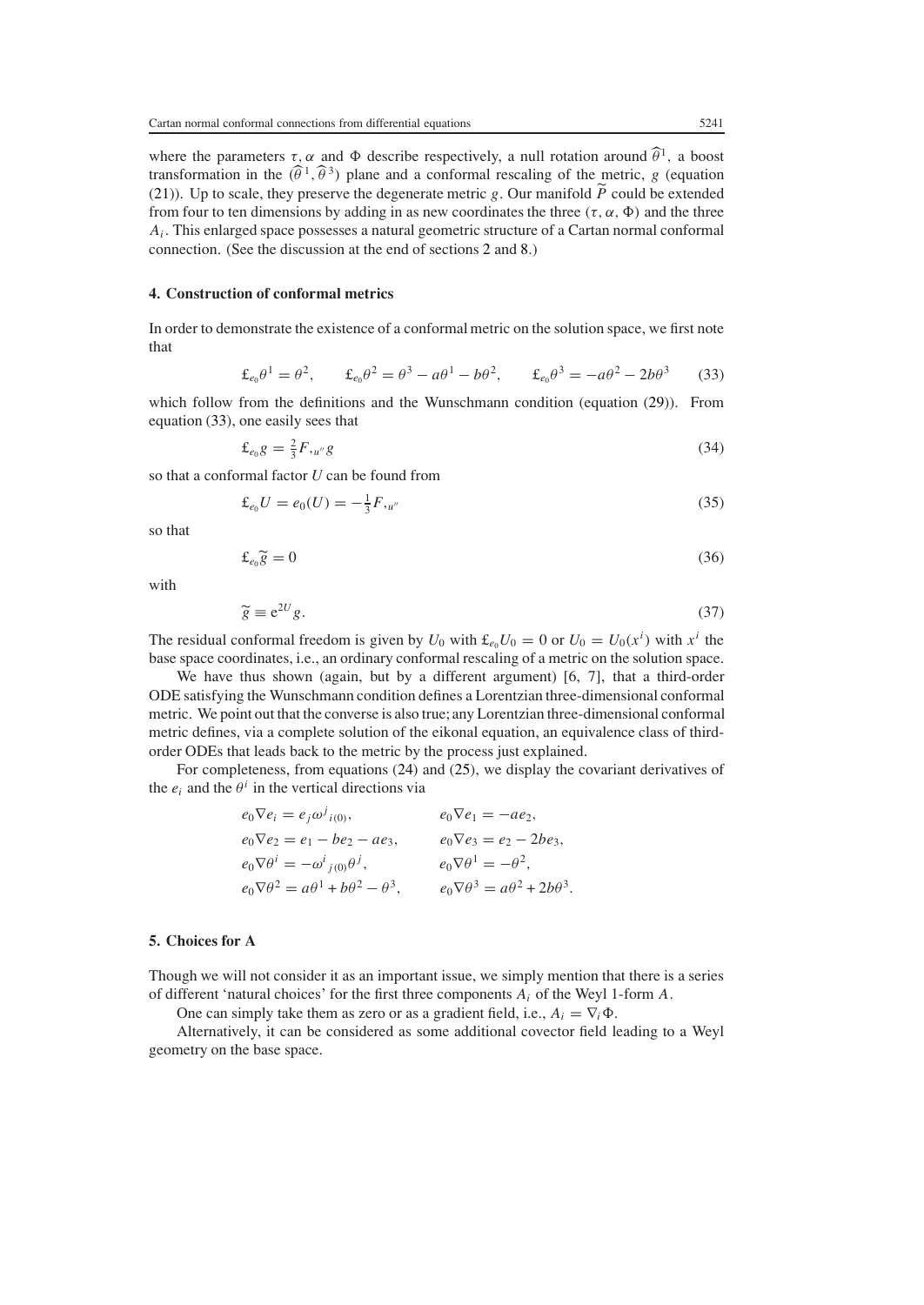where the parameters $\tau, \alpha$ and $\Phi$ describe respectively, a null rotation around $\widehat{\theta}^1$, a boost transformation in the $(\widehat{\theta}^1, \widehat{\theta}^3)$ plane and a conformal rescaling of the metric, $g$ (equation (21)). Up to scale, they preserve the degenerate metric $g$. Our manifold $\widetilde{P}$ could be extended from four to ten dimensions by adding in as new coordinates the three $(\tau, \alpha, \Phi)$ and the three $A_i$. This enlarged space possesses a natural geometric structure of a Cartan normal conformal connection. (See the discussion at the end of sections 2 and 8.)

## 4. Construction of conformal metrics

In order to demonstrate the existence of a conformal metric on the solution space, we first note that

$$\pounds_{e_0}\theta^1 = \theta^2, \qquad \pounds_{e_0}\theta^2 = \theta^3 - a\theta^1 - b\theta^2, \qquad \pounds_{e_0}\theta^3 = -a\theta^2 - 2b\theta^3 \tag{33}$$

which follow from the definitions and the Wunschmann condition (equation (29)). From equation (33), one easily sees that

$$\pounds_{e_0} g = \tfrac{2}{3} F_{,u''} g \tag{34}$$

so that a conformal factor $U$ can be found from

$$\pounds_{e_0} U = e_0(U) = -\tfrac{1}{3} F_{,u''} \tag{35}$$

so that

$$\pounds_{e_0} \widetilde{g} = 0 \tag{36}$$

with

$$\widetilde{g} \equiv \mathrm{e}^{2U} g. \tag{37}$$

The residual conformal freedom is given by $U_0$ with $\pounds_{e_0} U_0 = 0$ or $U_0 = U_0(x^i)$ with $x^i$ the base space coordinates, i.e., an ordinary conformal rescaling of a metric on the solution space.

We have thus shown (again, but by a different argument) [6, 7], that a third-order ODE satisfying the Wunschmann condition defines a Lorentzian three-dimensional conformal metric. We point out that the converse is also true; any Lorentzian three-dimensional conformal metric defines, via a complete solution of the eikonal equation, an equivalence class of third-order ODEs that leads back to the metric by the process just explained.

For completeness, from equations (24) and (25), we display the covariant derivatives of the $e_i$ and the $\theta^i$ in the vertical directions via

$$\begin{aligned}
&e_0\nabla e_i = e_j \omega^j{}_{i(0)}, && e_0\nabla e_1 = -a e_2,\\
&e_0\nabla e_2 = e_1 - b e_2 - a e_3, && e_0\nabla e_3 = e_2 - 2b e_3,\\
&e_0\nabla \theta^i = -\omega^i{}_{j(0)}\theta^j, && e_0\nabla\theta^1 = -\theta^2,\\
&e_0\nabla\theta^2 = a\theta^1 + b\theta^2 - \theta^3, && e_0\nabla\theta^3 = a\theta^2 + 2b\theta^3.
\end{aligned}$$

## 5. Choices for A

Though we will not consider it as an important issue, we simply mention that there is a series of different 'natural choices' for the first three components $A_i$ of the Weyl 1-form $A$.

One can simply take them as zero or as a gradient field, i.e., $A_i = \nabla_i \Phi$.

Alternatively, it can be considered as some additional covector field leading to a Weyl geometry on the base space.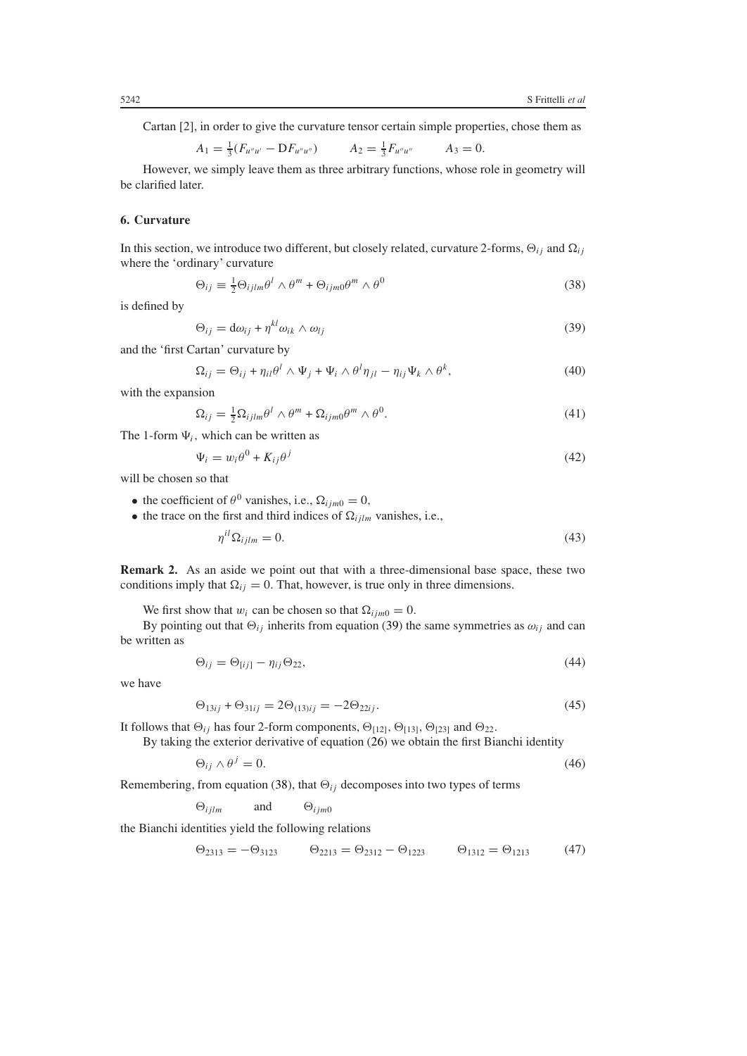Cartan [2], in order to give the curvature tensor certain simple properties, chose them as

$$A_1 = \tfrac{1}{3}(F_{u''u'} - \mathrm{D}F_{u''u''}) \qquad A_2 = \tfrac{1}{3}F_{u''u''} \qquad A_3 = 0.$$

However, we simply leave them as three arbitrary functions, whose role in geometry will be clarified later.

### 6. Curvature

In this section, we introduce two different, but closely related, curvature 2-forms, $\Theta_{ij}$ and $\Omega_{ij}$ where the 'ordinary' curvature

$$\Theta_{ij} \equiv \tfrac{1}{2}\Theta_{ijlm}\theta^l \wedge \theta^m + \Theta_{ijm0}\theta^m \wedge \theta^0 \tag{38}$$

is defined by

$$\Theta_{ij} = \mathrm{d}\omega_{ij} + \eta^{kl}\omega_{ik} \wedge \omega_{lj} \tag{39}$$

and the 'first Cartan' curvature by

$$\Omega_{ij} = \Theta_{ij} + \eta_{il}\theta^l \wedge \Psi_j + \Psi_i \wedge \theta^l \eta_{jl} - \eta_{ij}\Psi_k \wedge \theta^k, \tag{40}$$

with the expansion

$$\Omega_{ij} = \tfrac{1}{2}\Omega_{ijlm}\theta^l \wedge \theta^m + \Omega_{ijm0}\theta^m \wedge \theta^0. \tag{41}$$

The 1-form $\Psi_i$, which can be written as

$$\Psi_i = w_i\theta^0 + K_{ij}\theta^j \tag{42}$$

will be chosen so that

- the coefficient of $\theta^0$ vanishes, i.e., $\Omega_{ijm0} = 0$,
- the trace on the first and third indices of $\Omega_{ijlm}$ vanishes, i.e.,

$$\eta^{il}\Omega_{ijlm} = 0. \tag{43}$$

**Remark 2.** As an aside we point out that with a three-dimensional base space, these two conditions imply that $\Omega_{ij} = 0$. That, however, is true only in three dimensions.

We first show that $w_i$ can be chosen so that $\Omega_{ijm0} = 0$.

By pointing out that $\Theta_{ij}$ inherits from equation (39) the same symmetries as $\omega_{ij}$ and can be written as

$$\Theta_{ij} = \Theta_{[ij]} - \eta_{ij}\Theta_{22}, \tag{44}$$

we have

$$\Theta_{13ij} + \Theta_{31ij} = 2\Theta_{(13)ij} = -2\Theta_{22ij}. \tag{45}$$

It follows that $\Theta_{ij}$ has four 2-form components, $\Theta_{[12]}$, $\Theta_{[13]}$, $\Theta_{[23]}$ and $\Theta_{22}$.

By taking the exterior derivative of equation (26) we obtain the first Bianchi identity

$$\Theta_{ij} \wedge \theta^j = 0. \tag{46}$$

Remembering, from equation (38), that $\Theta_{ij}$ decomposes into two types of terms

$$\Theta_{ijlm} \qquad \text{and} \qquad \Theta_{ijm0}$$

the Bianchi identities yield the following relations

$$\Theta_{2313} = -\Theta_{3123} \qquad \Theta_{2213} = \Theta_{2312} - \Theta_{1223} \qquad \Theta_{1312} = \Theta_{1213} \tag{47}$$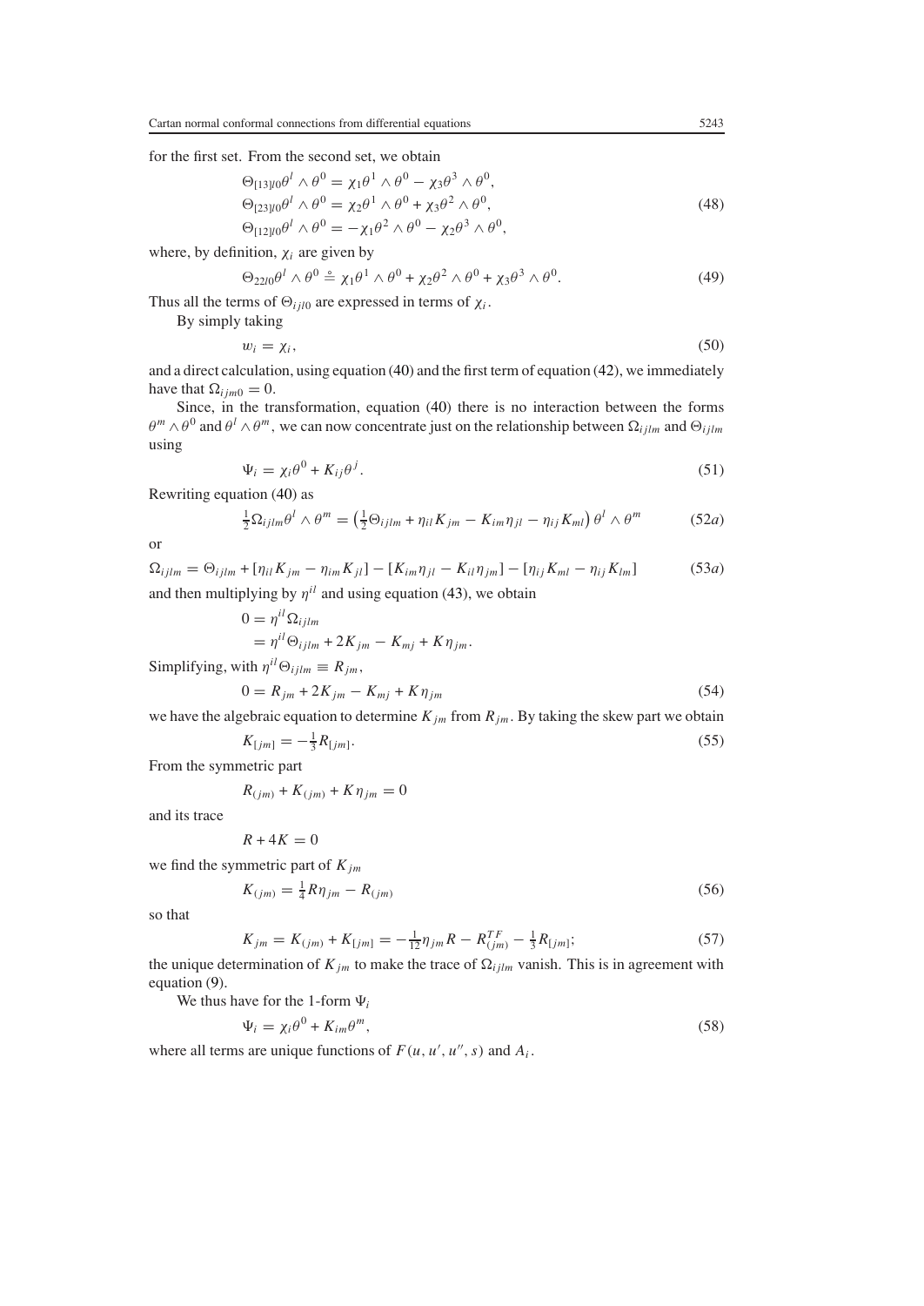for the first set. From the second set, we obtain

$$
\begin{aligned}
\Theta_{[13]l0}\theta^l \wedge \theta^0 &= \chi_1\theta^1 \wedge \theta^0 - \chi_3\theta^3 \wedge \theta^0, \\
\Theta_{[23]l0}\theta^l \wedge \theta^0 &= \chi_2\theta^1 \wedge \theta^0 + \chi_3\theta^2 \wedge \theta^0, \\
\Theta_{[12]l0}\theta^l \wedge \theta^0 &= -\chi_1\theta^2 \wedge \theta^0 - \chi_2\theta^3 \wedge \theta^0,
\end{aligned}
\tag{48}
$$

where, by definition, $\chi_i$ are given by

$$
\Theta_{22l0}\theta^l \wedge \theta^0 \stackrel{\circ}{=} \chi_1\theta^1 \wedge \theta^0 + \chi_2\theta^2 \wedge \theta^0 + \chi_3\theta^3 \wedge \theta^0. \tag{49}
$$

Thus all the terms of $\Theta_{ijl0}$ are expressed in terms of $\chi_i$.

By simply taking

$$
w_i = \chi_i, \tag{50}
$$

and a direct calculation, using equation (40) and the first term of equation (42), we immediately have that $\Omega_{ijm0} = 0$.

Since, in the transformation, equation (40) there is no interaction between the forms $\theta^m \wedge \theta^0$ and $\theta^l \wedge \theta^m$, we can now concentrate just on the relationship between $\Omega_{ijlm}$ and $\Theta_{ijlm}$ using

$$
\Psi_i = \chi_i\theta^0 + K_{ij}\theta^j. \tag{51}
$$

Rewriting equation (40) as

$$
\tfrac{1}{2}\Omega_{ijlm}\theta^l \wedge \theta^m = \left(\tfrac{1}{2}\Theta_{ijlm} + \eta_{il}K_{jm} - K_{im}\eta_{jl} - \eta_{ij}K_{ml}\right)\theta^l \wedge \theta^m \tag{52a}
$$

or

$$
\Omega_{ijlm} = \Theta_{ijlm} + [\eta_{il}K_{jm} - \eta_{im}K_{jl}] - [K_{im}\eta_{jl} - K_{il}\eta_{jm}] - [\eta_{ij}K_{ml} - \eta_{ij}K_{lm}] \tag{53a}
$$

and then multiplying by $\eta^{il}$ and using equation (43), we obtain

$$
\begin{aligned}
0 &= \eta^{il}\Omega_{ijlm} \\
&= \eta^{il}\Theta_{ijlm} + 2K_{jm} - K_{mj} + K\eta_{jm}.
\end{aligned}
$$

Simplifying, with $\eta^{il}\Theta_{ijlm} \equiv R_{jm}$,

$$
0 = R_{jm} + 2K_{jm} - K_{mj} + K\eta_{jm} \tag{54}
$$

we have the algebraic equation to determine $K_{jm}$ from $R_{jm}$. By taking the skew part we obtain

$$
K_{[jm]} = -\tfrac{1}{3}R_{[jm]}. \tag{55}
$$

From the symmetric part

$$
R_{(jm)} + K_{(jm)} + K\eta_{jm} = 0
$$

and its trace

$$
R + 4K = 0
$$

we find the symmetric part of $K_{jm}$

$$
K_{(jm)} = \tfrac{1}{4}R\eta_{jm} - R_{(jm)} \tag{56}
$$

so that

$$
K_{jm} = K_{(jm)} + K_{[jm]} = -\tfrac{1}{12}\eta_{jm}R - R^{TF}_{(jm)} - \tfrac{1}{3}R_{[jm]}; \tag{57}
$$

the unique determination of $K_{jm}$ to make the trace of $\Omega_{ijlm}$ vanish. This is in agreement with equation (9).

We thus have for the 1-form $\Psi_i$

$$
\Psi_i = \chi_i\theta^0 + K_{im}\theta^m, \tag{58}
$$

where all terms are unique functions of $F(u, u', u'', s)$ and $A_i$.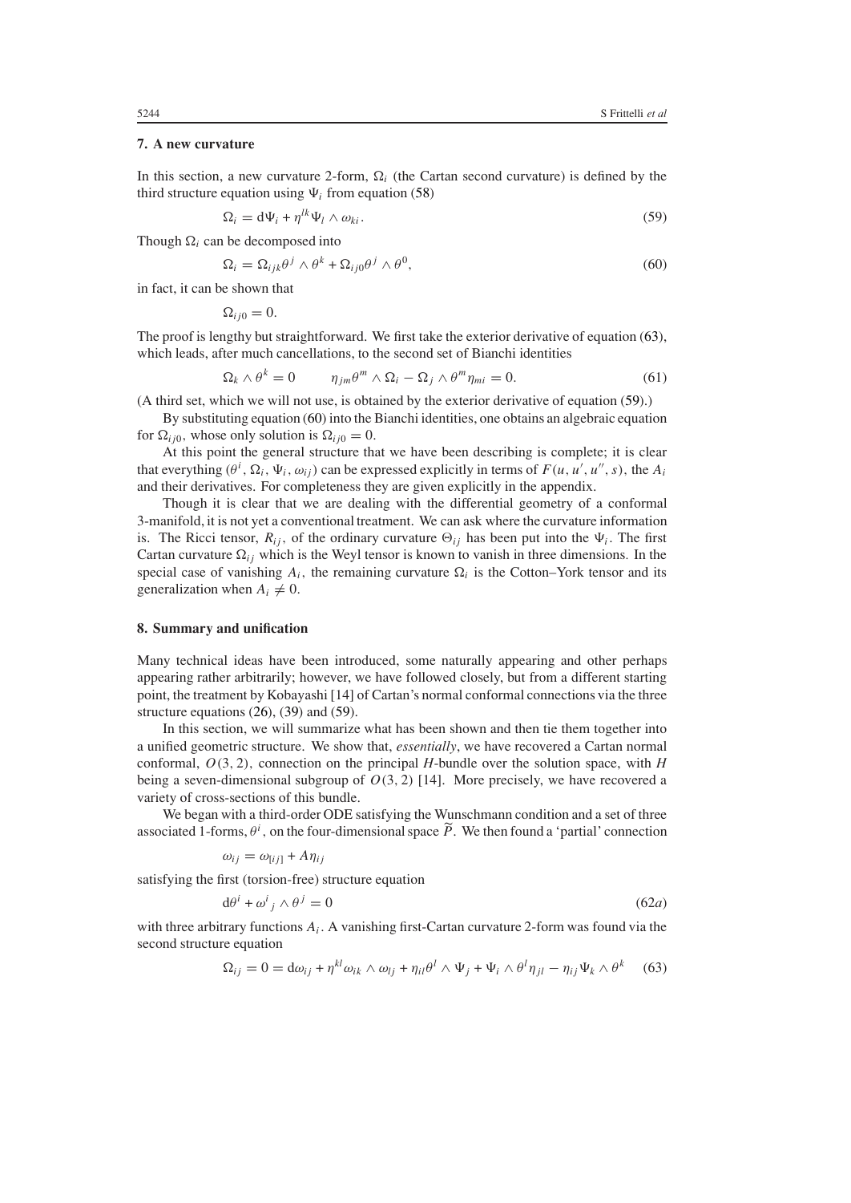### 7. A new curvature

In this section, a new curvature 2-form, $\Omega_i$ (the Cartan second curvature) is defined by the third structure equation using $\Psi_i$ from equation (58)

$$\Omega_i = \mathrm{d}\Psi_i + \eta^{lk}\Psi_l \wedge \omega_{ki}. \tag{59}$$

Though $\Omega_i$ can be decomposed into

$$\Omega_i = \Omega_{ijk}\theta^j \wedge \theta^k + \Omega_{ij0}\theta^j \wedge \theta^0, \tag{60}$$

in fact, it can be shown that

$$\Omega_{ij0} = 0.$$

The proof is lengthy but straightforward. We first take the exterior derivative of equation (63), which leads, after much cancellations, to the second set of Bianchi identities

$$\Omega_k \wedge \theta^k = 0 \qquad \eta_{jm}\theta^m \wedge \Omega_i - \Omega_j \wedge \theta^m \eta_{mi} = 0. \tag{61}$$

(A third set, which we will not use, is obtained by the exterior derivative of equation (59).)

By substituting equation (60) into the Bianchi identities, one obtains an algebraic equation for $\Omega_{ij0}$, whose only solution is $\Omega_{ij0} = 0$.

At this point the general structure that we have been describing is complete; it is clear that everything $(\theta^i, \Omega_i, \Psi_i, \omega_{ij})$ can be expressed explicitly in terms of $F(u, u', u'', s)$, the $A_i$ and their derivatives. For completeness they are given explicitly in the appendix.

Though it is clear that we are dealing with the differential geometry of a conformal 3-manifold, it is not yet a conventional treatment. We can ask where the curvature information is. The Ricci tensor, $R_{ij}$, of the ordinary curvature $\Theta_{ij}$ has been put into the $\Psi_i$. The first Cartan curvature $\Omega_{ij}$ which is the Weyl tensor is known to vanish in three dimensions. In the special case of vanishing $A_i$, the remaining curvature $\Omega_i$ is the Cotton–York tensor and its generalization when $A_i \neq 0$.

### 8. Summary and unification

Many technical ideas have been introduced, some naturally appearing and other perhaps appearing rather arbitrarily; however, we have followed closely, but from a different starting point, the treatment by Kobayashi [14] of Cartan's normal conformal connections via the three structure equations (26), (39) and (59).

In this section, we will summarize what has been shown and then tie them together into a unified geometric structure. We show that, *essentially*, we have recovered a Cartan normal conformal, $O(3, 2)$, connection on the principal $H$-bundle over the solution space, with $H$ being a seven-dimensional subgroup of $O(3, 2)$ [14]. More precisely, we have recovered a variety of cross-sections of this bundle.

We began with a third-order ODE satisfying the Wunschmann condition and a set of three associated 1-forms, $\theta^i$, on the four-dimensional space $\widetilde{P}$. We then found a 'partial' connection

$$\omega_{ij} = \omega_{[ij]} + A\eta_{ij}$$

satisfying the first (torsion-free) structure equation

$$\mathrm{d}\theta^i + \omega^i{}_j \wedge \theta^j = 0 \tag{62a}$$

with three arbitrary functions $A_i$. A vanishing first-Cartan curvature 2-form was found via the second structure equation

$$\Omega_{ij} = 0 = \mathrm{d}\omega_{ij} + \eta^{kl}\omega_{ik} \wedge \omega_{lj} + \eta_{il}\theta^l \wedge \Psi_j + \Psi_i \wedge \theta^l \eta_{jl} - \eta_{ij}\Psi_k \wedge \theta^k \tag{63}$$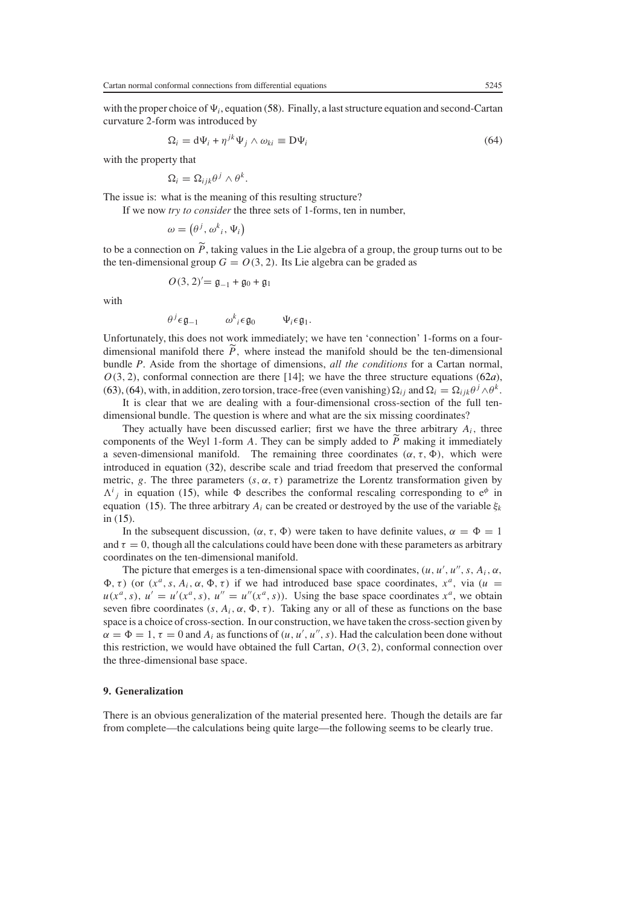with the proper choice of $\Psi_i$, equation (58). Finally, a last structure equation and second-Cartan curvature 2-form was introduced by

$$\Omega_i = \mathrm{d}\Psi_i + \eta^{jk}\Psi_j \wedge \omega_{ki} \equiv \mathrm{D}\Psi_i \tag{64}$$

with the property that

$$\Omega_i = \Omega_{ijk}\theta^j \wedge \theta^k.$$

The issue is: what is the meaning of this resulting structure?

If we now *try to consider* the three sets of 1-forms, ten in number,

$$\omega = \left(\theta^j, \omega^k{}_i, \Psi_i\right)$$

to be a connection on $\widetilde{P}$, taking values in the Lie algebra of a group, the group turns out to be the ten-dimensional group $G = O(3,2)$. Its Lie algebra can be graded as

$$O(3,2)' = \mathfrak{g}_{-1} + \mathfrak{g}_0 + \mathfrak{g}_1$$

with

$$\theta^j \epsilon\, \mathfrak{g}_{-1} \qquad \omega^k{}_i \epsilon\, \mathfrak{g}_0 \qquad \Psi_i \epsilon\, \mathfrak{g}_1.$$

Unfortunately, this does not work immediately; we have ten 'connection' 1-forms on a four-dimensional manifold there $\widetilde{P}$, where instead the manifold should be the ten-dimensional bundle $P$. Aside from the shortage of dimensions, *all the conditions* for a Cartan normal, $O(3,2)$, conformal connection are there [14]; we have the three structure equations (62*a*), (63), (64), with, in addition, zero torsion, trace-free (even vanishing) $\Omega_{ij}$ and $\Omega_i = \Omega_{ijk}\theta^j \wedge \theta^k$.

It is clear that we are dealing with a four-dimensional cross-section of the full ten-dimensional bundle. The question is where and what are the six missing coordinates?

They actually have been discussed earlier; first we have the three arbitrary $A_i$, three components of the Weyl 1-form $A$. They can be simply added to $\widetilde{P}$ making it immediately a seven-dimensional manifold. The remaining three coordinates $(\alpha, \tau, \Phi)$, which were introduced in equation (32), describe scale and triad freedom that preserved the conformal metric, $g$. The three parameters $(s, \alpha, \tau)$ parametrize the Lorentz transformation given by $\Lambda^i{}_j$ in equation (15), while $\Phi$ describes the conformal rescaling corresponding to $e^\phi$ in equation (15). The three arbitrary $A_i$ can be created or destroyed by the use of the variable $\xi_k$ in (15).

In the subsequent discussion, $(\alpha, \tau, \Phi)$ were taken to have definite values, $\alpha = \Phi = 1$ and $\tau = 0$, though all the calculations could have been done with these parameters as arbitrary coordinates on the ten-dimensional manifold.

The picture that emerges is a ten-dimensional space with coordinates, $(u, u', u'', s, A_i, \alpha, \Phi, \tau)$ (or $(x^a, s, A_i, \alpha, \Phi, \tau)$ if we had introduced base space coordinates, $x^a$, via $(u = u(x^a, s),\ u' = u'(x^a, s),\ u'' = u''(x^a, s))$. Using the base space coordinates $x^a$, we obtain seven fibre coordinates $(s, A_i, \alpha, \Phi, \tau)$. Taking any or all of these as functions on the base space is a choice of cross-section. In our construction, we have taken the cross-section given by $\alpha = \Phi = 1$, $\tau = 0$ and $A_i$ as functions of $(u, u', u'', s)$. Had the calculation been done without this restriction, we would have obtained the full Cartan, $O(3,2)$, conformal connection over the three-dimensional base space.

## 9. Generalization

There is an obvious generalization of the material presented here. Though the details are far from complete—the calculations being quite large—the following seems to be clearly true.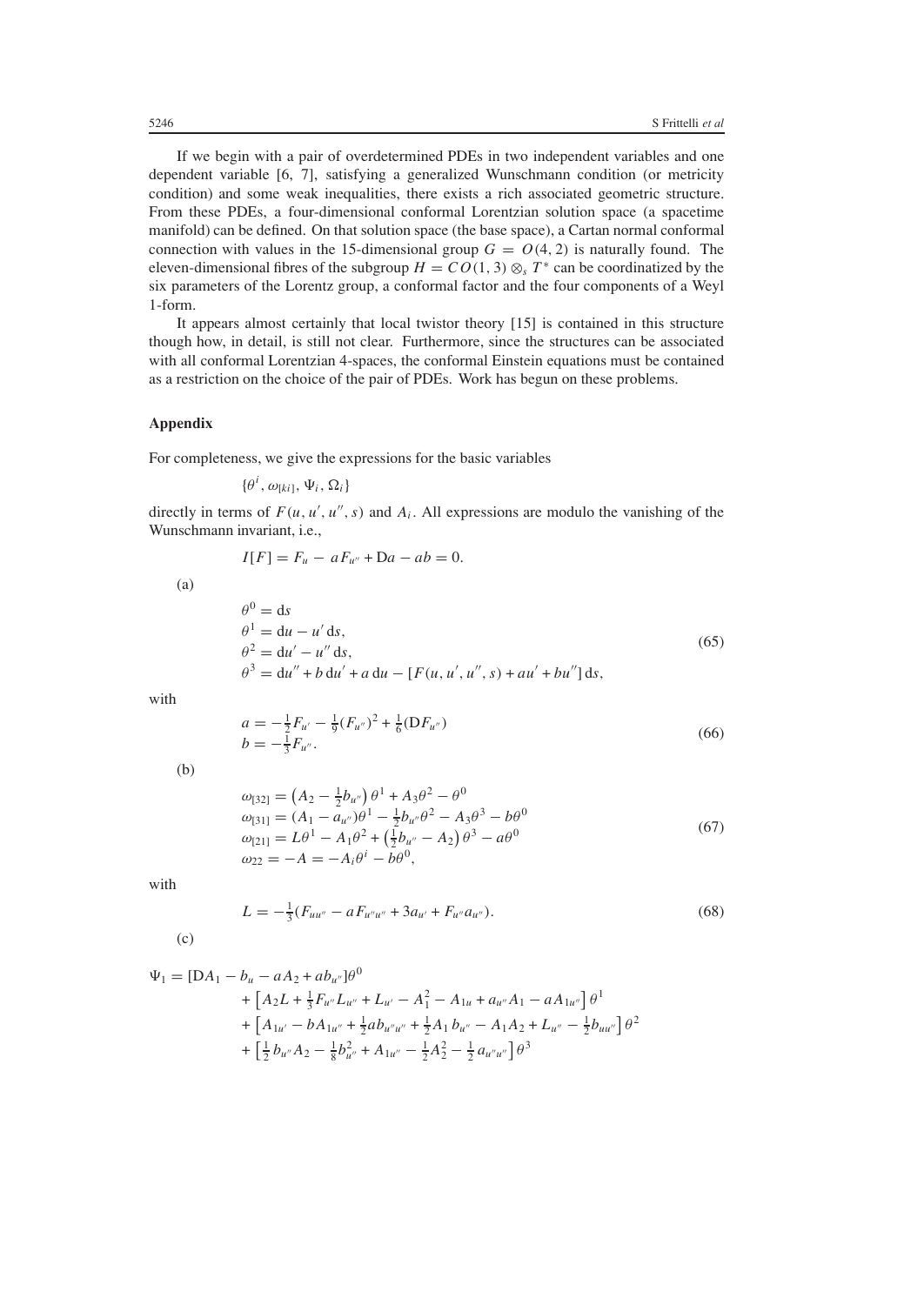If we begin with a pair of overdetermined PDEs in two independent variables and one dependent variable [6, 7], satisfying a generalized Wunschmann condition (or metricity condition) and some weak inequalities, there exists a rich associated geometric structure. From these PDEs, a four-dimensional conformal Lorentzian solution space (a spacetime manifold) can be defined. On that solution space (the base space), a Cartan normal conformal connection with values in the 15-dimensional group $G = O(4, 2)$ is naturally found. The eleven-dimensional fibres of the subgroup $H = CO(1, 3) \otimes_s T^*$ can be coordinatized by the six parameters of the Lorentz group, a conformal factor and the four components of a Weyl 1-form.

It appears almost certainly that local twistor theory [15] is contained in this structure though how, in detail, is still not clear. Furthermore, since the structures can be associated with all conformal Lorentzian 4-spaces, the conformal Einstein equations must be contained as a restriction on the choice of the pair of PDEs. Work has begun on these problems.

## Appendix

For completeness, we give the expressions for the basic variables

$$\{\theta^i, \omega_{[ki]}, \Psi_i, \Omega_i\}$$

directly in terms of $F(u, u', u'', s)$ and $A_i$. All expressions are modulo the vanishing of the Wunschmann invariant, i.e.,

$$I[F] = F_u - aF_{u''} + \mathrm{D}a - ab = 0.$$

(a)

$$\begin{aligned}
\theta^0 &= \mathrm{d}s \\
\theta^1 &= \mathrm{d}u - u'\,\mathrm{d}s, \\
\theta^2 &= \mathrm{d}u' - u''\,\mathrm{d}s, \\
\theta^3 &= \mathrm{d}u'' + b\,\mathrm{d}u' + a\,\mathrm{d}u - [F(u, u', u'', s) + au' + bu'']\,\mathrm{d}s,
\end{aligned} \tag{65}$$

with

$$\begin{aligned}
a &= -\tfrac{1}{2}F_{u'} - \tfrac{1}{9}(F_{u''})^2 + \tfrac{1}{6}(\mathrm{D}F_{u''}) \\
b &= -\tfrac{1}{3}F_{u''}.
\end{aligned} \tag{66}$$

(b)

$$\begin{aligned}
\omega_{[32]} &= \left(A_2 - \tfrac{1}{2}b_{u''}\right)\theta^1 + A_3\theta^2 - \theta^0 \\
\omega_{[31]} &= (A_1 - a_{u''})\theta^1 - \tfrac{1}{2}b_{u''}\theta^2 - A_3\theta^3 - b\theta^0 \\
\omega_{[21]} &= L\theta^1 - A_1\theta^2 + \left(\tfrac{1}{2}b_{u''} - A_2\right)\theta^3 - a\theta^0 \\
\omega_{22} &= -A = -A_i\theta^i - b\theta^0,
\end{aligned} \tag{67}$$

with

$$L = -\tfrac{1}{3}(F_{uu''} - aF_{u''u''} + 3a_{u'} + F_{u''}a_{u''}). \tag{68}$$

(c)

$$\begin{aligned}
\Psi_1 = {} & [\mathrm{D}A_1 - b_u - aA_2 + ab_{u''}]\theta^0 \\
& + \left[A_2L + \tfrac{1}{3}F_{u''}L_{u''} + L_{u'} - A_1^2 - A_{1u} + a_{u''}A_1 - aA_{1u''}\right]\theta^1 \\
& + \left[A_{1u'} - bA_{1u''} + \tfrac{1}{2}ab_{u''u''} + \tfrac{1}{2}A_1\,b_{u''} - A_1A_2 + L_{u''} - \tfrac{1}{2}b_{uu''}\right]\theta^2 \\
& + \left[\tfrac{1}{2}\,b_{u''}A_2 - \tfrac{1}{8}b_{u''}^2 + A_{1u''} - \tfrac{1}{2}A_2^2 - \tfrac{1}{2}\,a_{u''u''}\right]\theta^3
\end{aligned}$$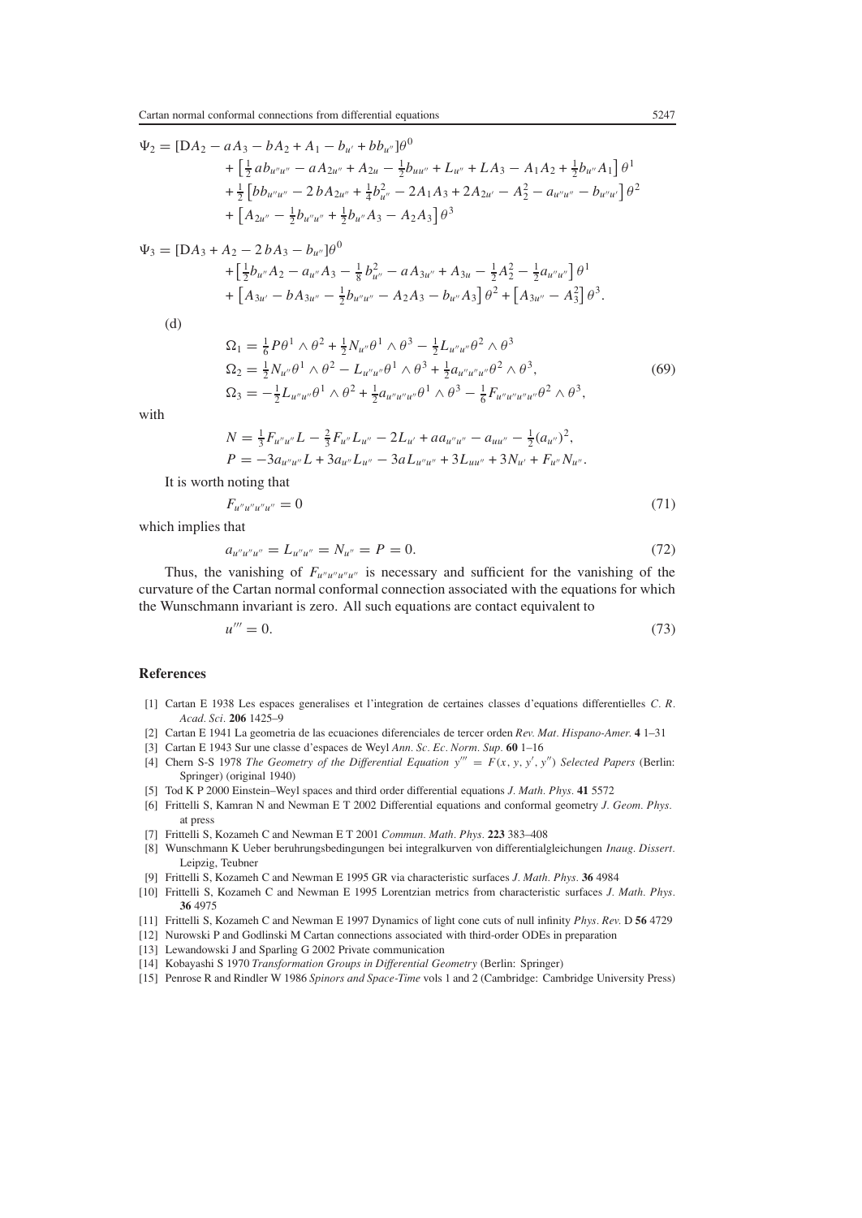$$\Psi_2 = [DA_2 - aA_3 - bA_2 + A_1 - b_{u'} + bb_{u''}]\theta^0 + \left[\tfrac{1}{2}ab_{u''u''} - aA_{2u''} + A_{2u} - \tfrac{1}{2}b_{uu''} + L_{u''} + LA_3 - A_1A_2 + \tfrac{1}{2}b_{u''}A_1\right]\theta^1 + \tfrac{1}{2}\left[bb_{u''u''} - 2\,bA_{2u''} + \tfrac{1}{4}b_{u''}^2 - 2A_1A_3 + 2A_{2u'} - A_2^2 - a_{u''u''} - b_{u''u'}\right]\theta^2 + \left[A_{2u''} - \tfrac{1}{2}b_{u''u''} + \tfrac{1}{2}b_{u''}A_3 - A_2A_3\right]\theta^3$$

$$\Psi_3 = [DA_3 + A_2 - 2\,bA_3 - b_{u''}]\theta^0 + \left[\tfrac{1}{2}b_{u''}A_2 - a_{u''}A_3 - \tfrac{1}{8}b_{u''}^2 - aA_{3u''} + A_{3u} - \tfrac{1}{2}A_2^2 - \tfrac{1}{2}a_{u''u''}\right]\theta^1 + \left[A_{3u'} - bA_{3u''} - \tfrac{1}{2}b_{u''u''} - A_2A_3 - b_{u''}A_3\right]\theta^2 + \left[A_{3u''} - A_3^2\right]\theta^3.$$

(d)

$$\begin{aligned}
\Omega_1 &= \tfrac{1}{6}P\theta^1 \wedge \theta^2 + \tfrac{1}{2}N_{u''}\theta^1 \wedge \theta^3 - \tfrac{1}{2}L_{u''u''}\theta^2 \wedge \theta^3 \\
\Omega_2 &= \tfrac{1}{2}N_{u''}\theta^1 \wedge \theta^2 - L_{u''u''}\theta^1 \wedge \theta^3 + \tfrac{1}{2}a_{u''u''u''}\theta^2 \wedge \theta^3, \\
\Omega_3 &= -\tfrac{1}{2}L_{u''u''}\theta^1 \wedge \theta^2 + \tfrac{1}{2}a_{u''u''u''}\theta^1 \wedge \theta^3 - \tfrac{1}{6}F_{u''u''u''u''}\theta^2 \wedge \theta^3,
\end{aligned} \tag{69}$$

with

$$\begin{aligned}
N &= \tfrac{1}{3}F_{u''u''}L - \tfrac{2}{3}F_{u''}L_{u''} - 2L_{u'} + aa_{u''u''} - a_{uu''} - \tfrac{1}{2}(a_{u''})^2, \\
P &= -3a_{u''u''}L + 3a_{u''}L_{u''} - 3aL_{u''u''} + 3L_{uu''} + 3N_{u'} + F_{u''}N_{u''}.
\end{aligned}$$

It is worth noting that

$$F_{u''u''u''u''} = 0 \tag{71}$$

which implies that

$$a_{u''u''u''} = L_{u''u''} = N_{u''} = P = 0. \tag{72}$$

Thus, the vanishing of $F_{u''u''u''u''}$ is necessary and sufficient for the vanishing of the curvature of the Cartan normal conformal connection associated with the equations for which the Wunschmann invariant is zero. All such equations are contact equivalent to

$$u''' = 0. \tag{73}$$

## References

[1] Cartan E 1938 Les espaces generalises et l'integration de certaines classes d'equations differentielles *C. R. Acad. Sci.* **206** 1425–9

[2] Cartan E 1941 La geometria de las ecuaciones diferenciales de tercer orden *Rev. Mat. Hispano-Amer.* **4** 1–31

[3] Cartan E 1943 Sur une classe d'espaces de Weyl *Ann. Sc. Ec. Norm. Sup.* **60** 1–16

[4] Chern S-S 1978 *The Geometry of the Differential Equation $y''' = F(x, y, y', y'')$ Selected Papers* (Berlin: Springer) (original 1940)

[5] Tod K P 2000 Einstein–Weyl spaces and third order differential equations *J. Math. Phys.* **41** 5572

[6] Frittelli S, Kamran N and Newman E T 2002 Differential equations and conformal geometry *J. Geom. Phys.* at press

[7] Frittelli S, Kozameh C and Newman E T 2001 *Commun. Math. Phys.* **223** 383–408

[8] Wunschmann K Ueber beruhrungsbedingungen bei integralkurven von differentialgleichungen *Inaug. Dissert.* Leipzig, Teubner

[9] Frittelli S, Kozameh C and Newman E 1995 GR via characteristic surfaces *J. Math. Phys.* **36** 4984

[10] Frittelli S, Kozameh C and Newman E 1995 Lorentzian metrics from characteristic surfaces *J. Math. Phys.* **36** 4975

[11] Frittelli S, Kozameh C and Newman E 1997 Dynamics of light cone cuts of null infinity *Phys. Rev.* D **56** 4729

[12] Nurowski P and Godlinski M Cartan connections associated with third-order ODEs in preparation

[13] Lewandowski J and Sparling G 2002 Private communication

[14] Kobayashi S 1970 *Transformation Groups in Differential Geometry* (Berlin: Springer)

[15] Penrose R and Rindler W 1986 *Spinors and Space-Time* vols 1 and 2 (Cambridge: Cambridge University Press)